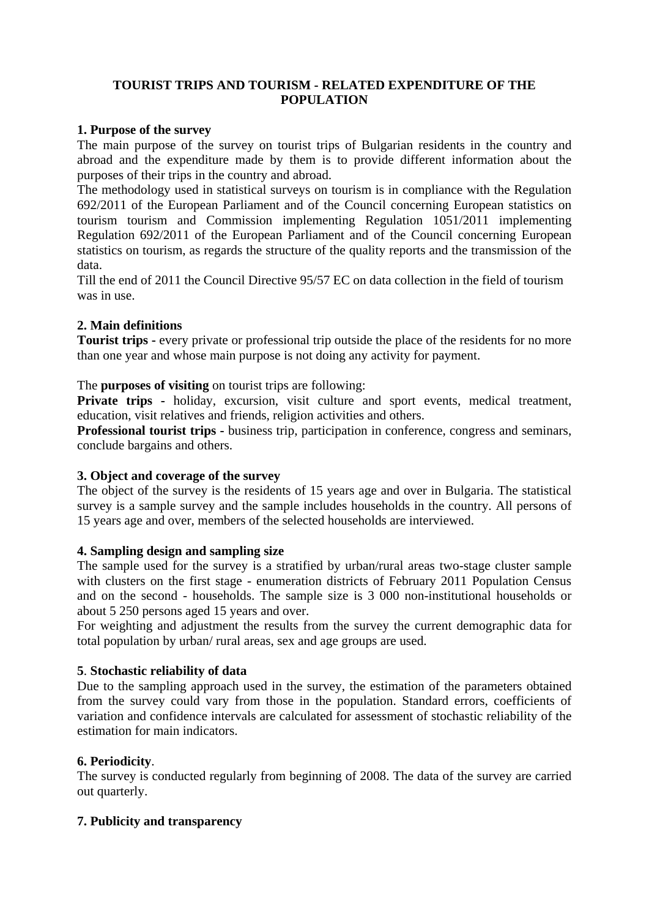# TOURIST TRIPS AND TOURISM - RELATED EXPENDITURE OF THE POPULATION

## 1. Purpose of the survey

The main purpose of the survey on tourist trips of Bulgarian residents in the country and abroad and the expenditure made by them is to provide different information about the purposes of their trips in the country and abroad.

The methodology used in statistical surveys on tourism is in compliance with the Regulation 692/2011 of the European Parliament and of the Council concerning European statistics on tourism tourism and Commission implementing Regulation 1051/2011 implementing Regulation 692/2011 of the European Parliament and of the Council concerning European statistics on tourism, as regards the structure of the quality reports and the transmission of the data.

Till the end of 2011 the Council Directive 95/57 EC on data collection in the field of tourism was in use.

## 2. Main definitions

**Tourist trips -** every private or professional trip outside the place of the residents for no more than one year and whose main purpose is not doing any activity for payment.

The **purposes of visiting** on tourist trips are following:

**Private trips** - holiday, excursion, visit culture and sport events, medical treatment, education, visit relatives and friends, religion activities and others.

**Professional tourist trips -** business trip, participation in conference, congress and seminars, conclude bargains and others.

## 3. Object and coverage of the survey

The object of the survey is the residents of 15 years age and over in Bulgaria. The statistical survey is a sample survey and the sample includes households in the country. All persons of 15 years age and over, members of the selected households are interviewed.

## 4. Sampling design and sampling size

The sample used for the survey is a stratified by urban/rural areas two-stage cluster sample with clusters on the first stage - enumeration districts of February 2011 Population Census and on the second - households. The sample size is 3 000 non-institutional households or about 5 250 persons aged 15 years and over.

For weighting and adjustment the results from the survey the current demographic data for total population by urban/ rural areas, sex and age groups are used.

## 5. Stochastic reliability of data

Due to the sampling approach used in the survey, the estimation of the parameters obtained from the survey could vary from those in the population. Standard errors, coefficients of variation and confidence intervals are calculated for assessment of stochastic reliability of the estimation for main indicators.

## 6. Periodicity.

The survey is conducted regularly from beginning of 2008. The data of the survey are carried out quarterly.

## 7. Publicity and transparency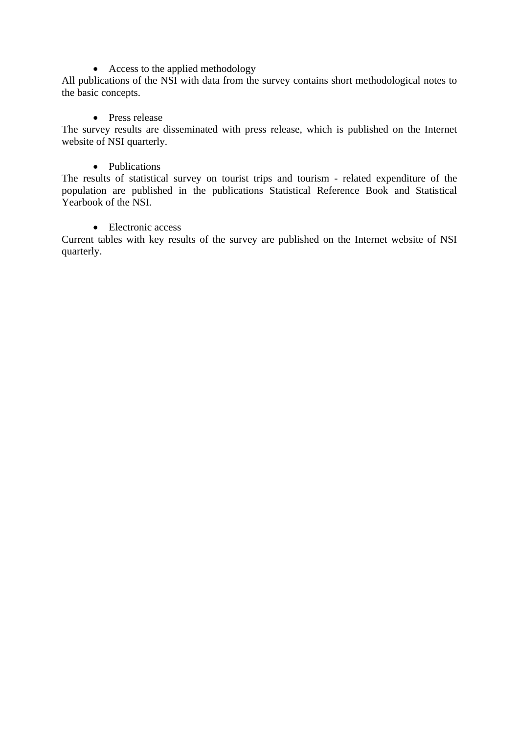- Access to the applied methodology

All publications of the NSI with data from the survey contains short methodological notes to the basic concepts.

- Press release

The survey results are disseminated with press release, which is published on the Internet website of NSI quarterly.

- Publications

The results of statistical survey on tourist trips and tourism - related expenditure of the population are published in the publications Statistical Reference Book and Statistical Yearbook of the NSI.

- Electronic access

Current tables with key results of the survey are published on the Internet website of NSI quarterly.